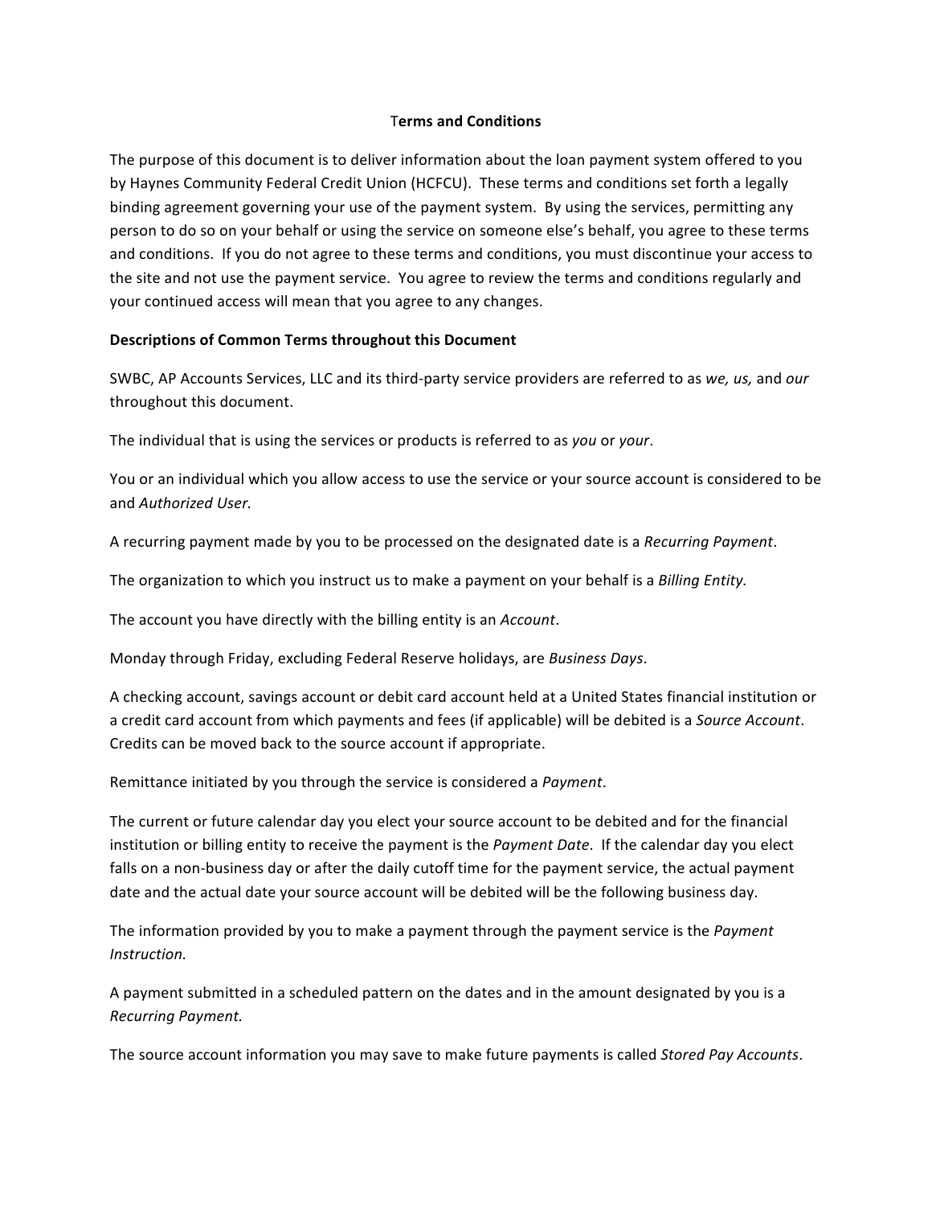# Terms and Conditions

The purpose of this document is to deliver information about the loan payment system offered to you by Haynes Community Federal Credit Union (HCFCU). These terms and conditions set forth a legally binding agreement governing your use of the payment system. By using the services, permitting any person to do so on your behalf or using the service on someone else's behalf, you agree to these terms and conditions. If you do not agree to these terms and conditions, you must discontinue your access to the site and not use the payment service. You agree to review the terms and conditions regularly and your continued access will mean that you agree to any changes.

**Descriptions of Common Terms throughout this Document**

SWBC, AP Accounts Services, LLC and its third-party service providers are referred to as *we, us,* and *our* throughout this document.

The individual that is using the services or products is referred to as *you* or *your*.

You or an individual which you allow access to use the service or your source account is considered to be and *Authorized User.*

A recurring payment made by you to be processed on the designated date is a *Recurring Payment*.

The organization to which you instruct us to make a payment on your behalf is a *Billing Entity.*

The account you have directly with the billing entity is an *Account*.

Monday through Friday, excluding Federal Reserve holidays, are *Business Days*.

A checking account, savings account or debit card account held at a United States financial institution or a credit card account from which payments and fees (if applicable) will be debited is a *Source Account*. Credits can be moved back to the source account if appropriate.

Remittance initiated by you through the service is considered a *Payment*.

The current or future calendar day you elect your source account to be debited and for the financial institution or billing entity to receive the payment is the *Payment Date*. If the calendar day you elect falls on a non-business day or after the daily cutoff time for the payment service, the actual payment date and the actual date your source account will be debited will be the following business day.

The information provided by you to make a payment through the payment service is the *Payment Instruction.*

A payment submitted in a scheduled pattern on the dates and in the amount designated by you is a *Recurring Payment.*

The source account information you may save to make future payments is called *Stored Pay Accounts*.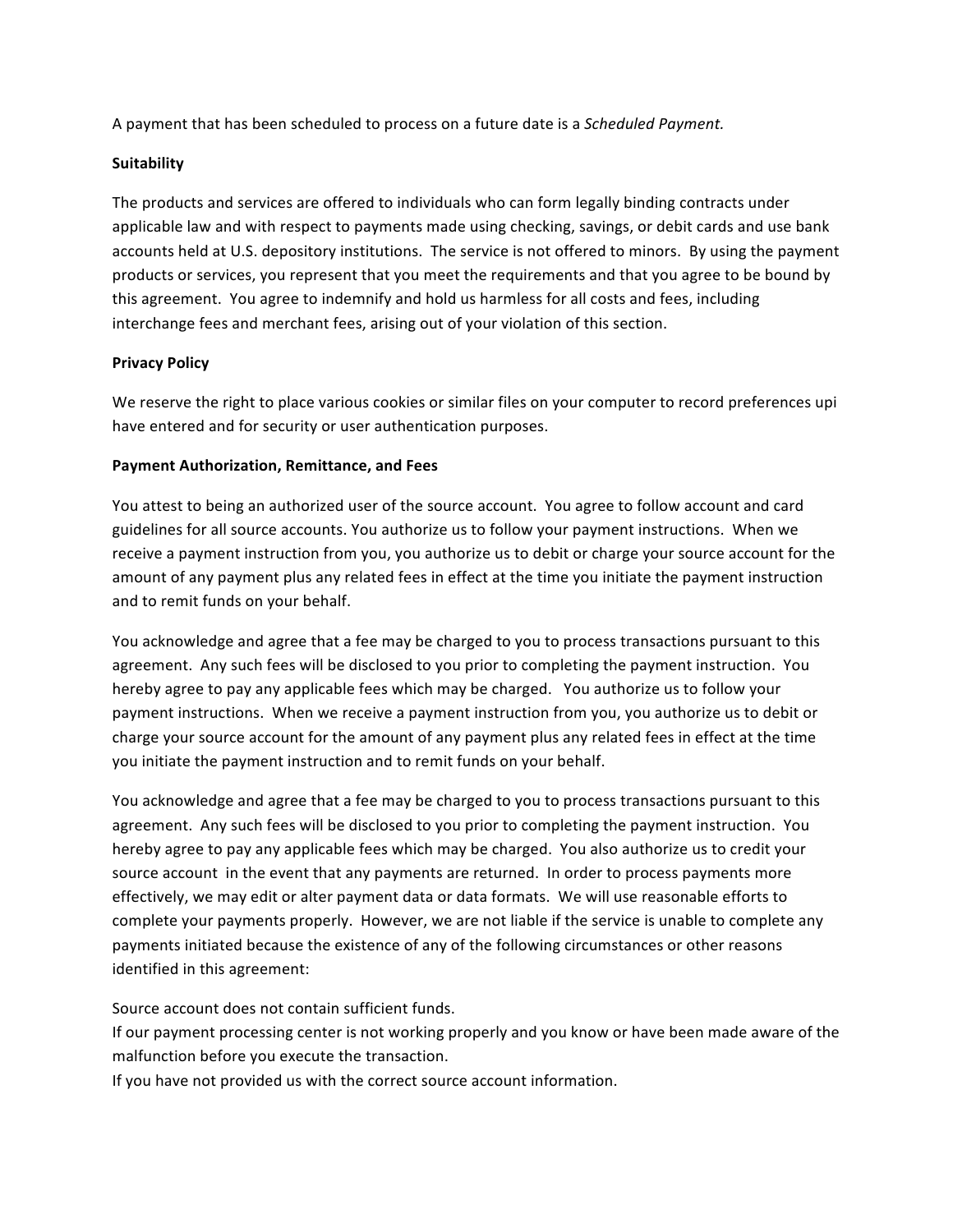A payment that has been scheduled to process on a future date is a *Scheduled Payment.*

**Suitability**

The products and services are offered to individuals who can form legally binding contracts under applicable law and with respect to payments made using checking, savings, or debit cards and use bank accounts held at U.S. depository institutions. The service is not offered to minors. By using the payment products or services, you represent that you meet the requirements and that you agree to be bound by this agreement. You agree to indemnify and hold us harmless for all costs and fees, including interchange fees and merchant fees, arising out of your violation of this section.

**Privacy Policy**

We reserve the right to place various cookies or similar files on your computer to record preferences upi have entered and for security or user authentication purposes.

**Payment Authorization, Remittance, and Fees**

You attest to being an authorized user of the source account. You agree to follow account and card guidelines for all source accounts. You authorize us to follow your payment instructions. When we receive a payment instruction from you, you authorize us to debit or charge your source account for the amount of any payment plus any related fees in effect at the time you initiate the payment instruction and to remit funds on your behalf.

You acknowledge and agree that a fee may be charged to you to process transactions pursuant to this agreement. Any such fees will be disclosed to you prior to completing the payment instruction. You hereby agree to pay any applicable fees which may be charged. You authorize us to follow your payment instructions. When we receive a payment instruction from you, you authorize us to debit or charge your source account for the amount of any payment plus any related fees in effect at the time you initiate the payment instruction and to remit funds on your behalf.

You acknowledge and agree that a fee may be charged to you to process transactions pursuant to this agreement. Any such fees will be disclosed to you prior to completing the payment instruction. You hereby agree to pay any applicable fees which may be charged. You also authorize us to credit your source account in the event that any payments are returned. In order to process payments more effectively, we may edit or alter payment data or data formats. We will use reasonable efforts to complete your payments properly. However, we are not liable if the service is unable to complete any payments initiated because the existence of any of the following circumstances or other reasons identified in this agreement:

Source account does not contain sufficient funds.
If our payment processing center is not working properly and you know or have been made aware of the malfunction before you execute the transaction.
If you have not provided us with the correct source account information.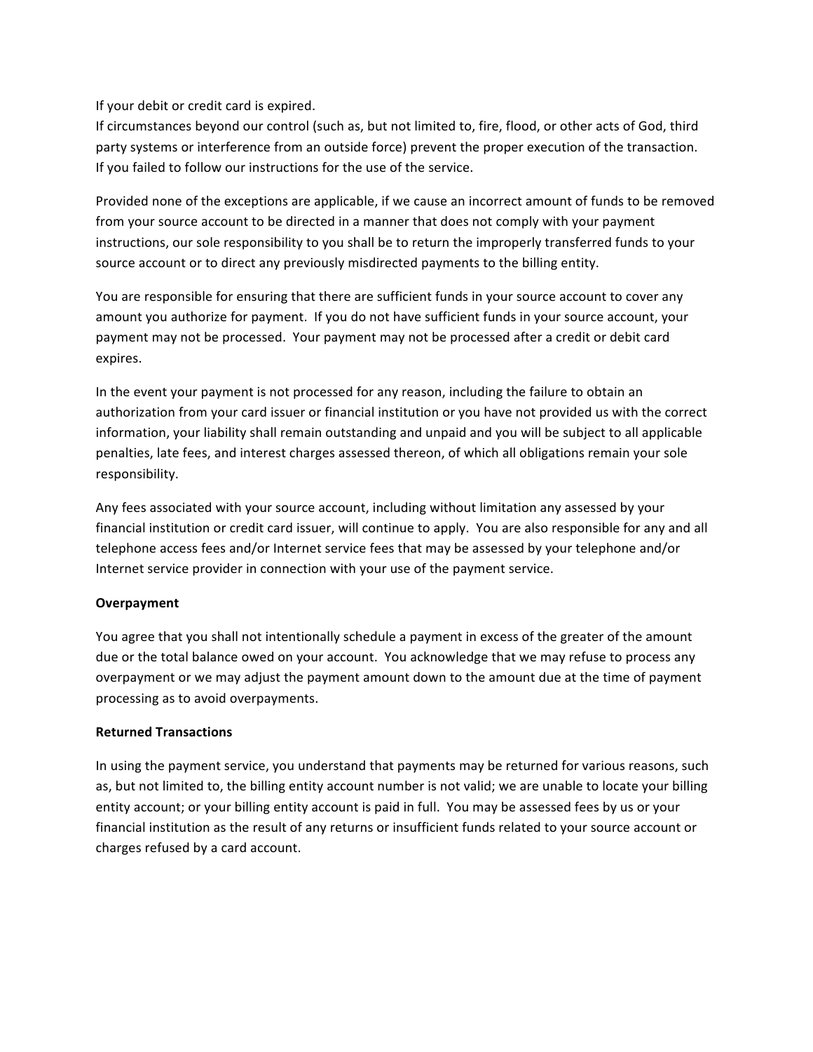If your debit or credit card is expired.
If circumstances beyond our control (such as, but not limited to, fire, flood, or other acts of God, third party systems or interference from an outside force) prevent the proper execution of the transaction.
If you failed to follow our instructions for the use of the service.

Provided none of the exceptions are applicable, if we cause an incorrect amount of funds to be removed from your source account to be directed in a manner that does not comply with your payment instructions, our sole responsibility to you shall be to return the improperly transferred funds to your source account or to direct any previously misdirected payments to the billing entity.

You are responsible for ensuring that there are sufficient funds in your source account to cover any amount you authorize for payment. If you do not have sufficient funds in your source account, your payment may not be processed. Your payment may not be processed after a credit or debit card expires.

In the event your payment is not processed for any reason, including the failure to obtain an authorization from your card issuer or financial institution or you have not provided us with the correct information, your liability shall remain outstanding and unpaid and you will be subject to all applicable penalties, late fees, and interest charges assessed thereon, of which all obligations remain your sole responsibility.

Any fees associated with your source account, including without limitation any assessed by your financial institution or credit card issuer, will continue to apply. You are also responsible for any and all telephone access fees and/or Internet service fees that may be assessed by your telephone and/or Internet service provider in connection with your use of the payment service.

**Overpayment**

You agree that you shall not intentionally schedule a payment in excess of the greater of the amount due or the total balance owed on your account. You acknowledge that we may refuse to process any overpayment or we may adjust the payment amount down to the amount due at the time of payment processing as to avoid overpayments.

**Returned Transactions**

In using the payment service, you understand that payments may be returned for various reasons, such as, but not limited to, the billing entity account number is not valid; we are unable to locate your billing entity account; or your billing entity account is paid in full. You may be assessed fees by us or your financial institution as the result of any returns or insufficient funds related to your source account or charges refused by a card account.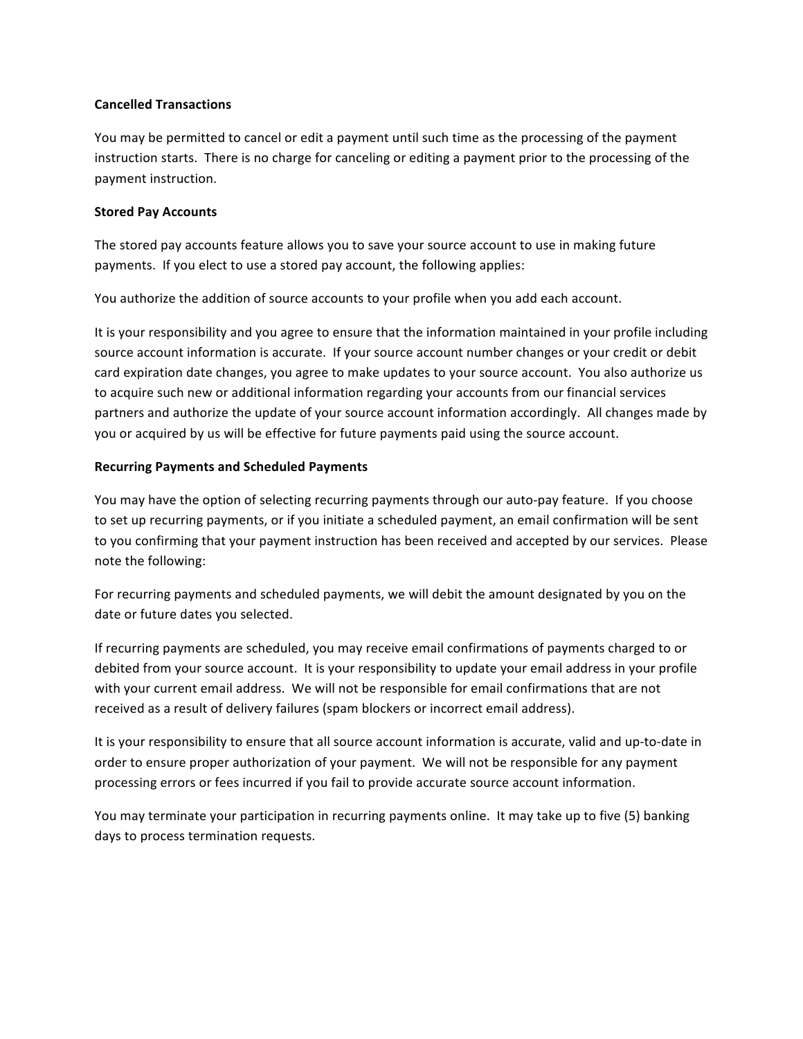**Cancelled Transactions**

You may be permitted to cancel or edit a payment until such time as the processing of the payment instruction starts. There is no charge for canceling or editing a payment prior to the processing of the payment instruction.

**Stored Pay Accounts**

The stored pay accounts feature allows you to save your source account to use in making future payments. If you elect to use a stored pay account, the following applies:

You authorize the addition of source accounts to your profile when you add each account.

It is your responsibility and you agree to ensure that the information maintained in your profile including source account information is accurate. If your source account number changes or your credit or debit card expiration date changes, you agree to make updates to your source account. You also authorize us to acquire such new or additional information regarding your accounts from our financial services partners and authorize the update of your source account information accordingly. All changes made by you or acquired by us will be effective for future payments paid using the source account.

**Recurring Payments and Scheduled Payments**

You may have the option of selecting recurring payments through our auto-pay feature. If you choose to set up recurring payments, or if you initiate a scheduled payment, an email confirmation will be sent to you confirming that your payment instruction has been received and accepted by our services. Please note the following:

For recurring payments and scheduled payments, we will debit the amount designated by you on the date or future dates you selected.

If recurring payments are scheduled, you may receive email confirmations of payments charged to or debited from your source account. It is your responsibility to update your email address in your profile with your current email address. We will not be responsible for email confirmations that are not received as a result of delivery failures (spam blockers or incorrect email address).

It is your responsibility to ensure that all source account information is accurate, valid and up-to-date in order to ensure proper authorization of your payment. We will not be responsible for any payment processing errors or fees incurred if you fail to provide accurate source account information.

You may terminate your participation in recurring payments online. It may take up to five (5) banking days to process termination requests.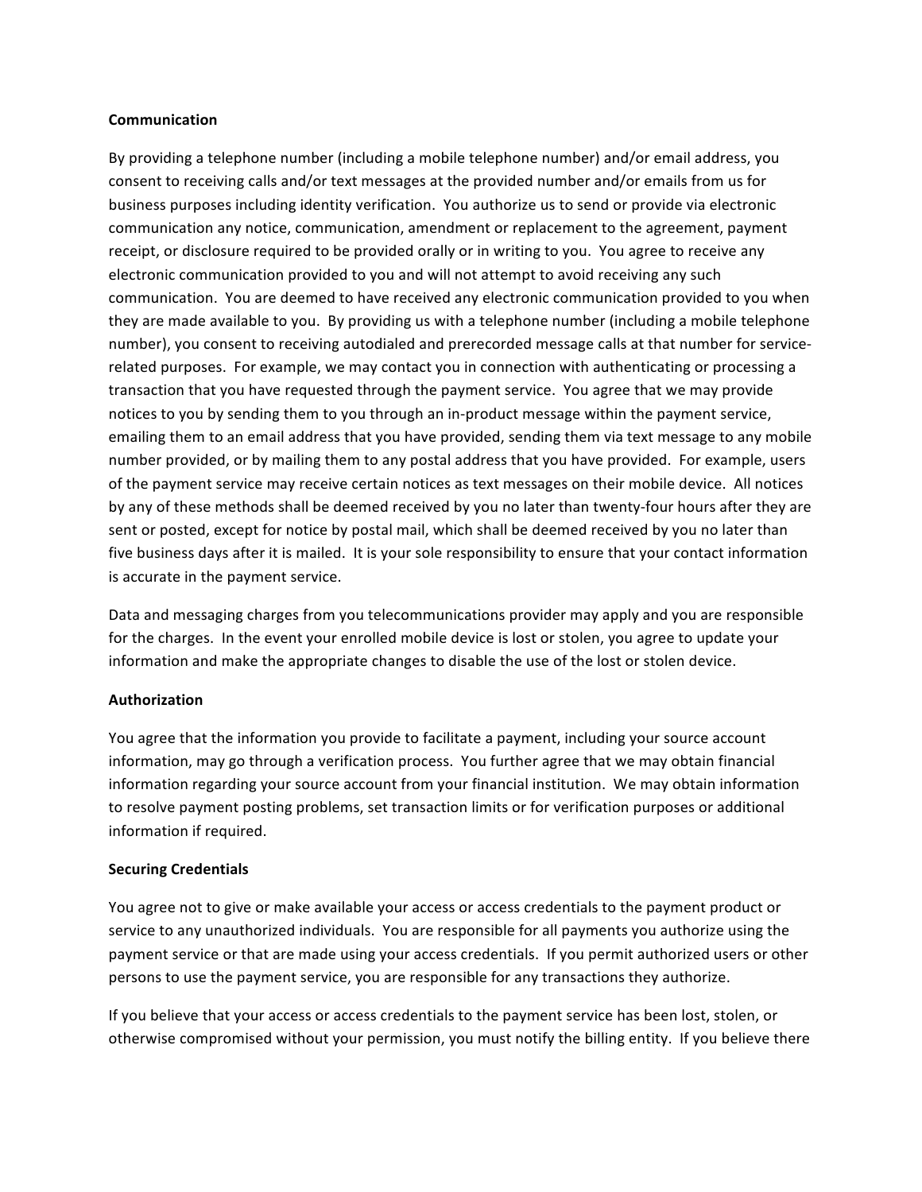**Communication**

By providing a telephone number (including a mobile telephone number) and/or email address, you consent to receiving calls and/or text messages at the provided number and/or emails from us for business purposes including identity verification. You authorize us to send or provide via electronic communication any notice, communication, amendment or replacement to the agreement, payment receipt, or disclosure required to be provided orally or in writing to you. You agree to receive any electronic communication provided to you and will not attempt to avoid receiving any such communication. You are deemed to have received any electronic communication provided to you when they are made available to you. By providing us with a telephone number (including a mobile telephone number), you consent to receiving autodialed and prerecorded message calls at that number for service-related purposes. For example, we may contact you in connection with authenticating or processing a transaction that you have requested through the payment service. You agree that we may provide notices to you by sending them to you through an in-product message within the payment service, emailing them to an email address that you have provided, sending them via text message to any mobile number provided, or by mailing them to any postal address that you have provided. For example, users of the payment service may receive certain notices as text messages on their mobile device. All notices by any of these methods shall be deemed received by you no later than twenty-four hours after they are sent or posted, except for notice by postal mail, which shall be deemed received by you no later than five business days after it is mailed. It is your sole responsibility to ensure that your contact information is accurate in the payment service.

Data and messaging charges from you telecommunications provider may apply and you are responsible for the charges. In the event your enrolled mobile device is lost or stolen, you agree to update your information and make the appropriate changes to disable the use of the lost or stolen device.

**Authorization**

You agree that the information you provide to facilitate a payment, including your source account information, may go through a verification process. You further agree that we may obtain financial information regarding your source account from your financial institution. We may obtain information to resolve payment posting problems, set transaction limits or for verification purposes or additional information if required.

**Securing Credentials**

You agree not to give or make available your access or access credentials to the payment product or service to any unauthorized individuals. You are responsible for all payments you authorize using the payment service or that are made using your access credentials. If you permit authorized users or other persons to use the payment service, you are responsible for any transactions they authorize.

If you believe that your access or access credentials to the payment service has been lost, stolen, or otherwise compromised without your permission, you must notify the billing entity. If you believe there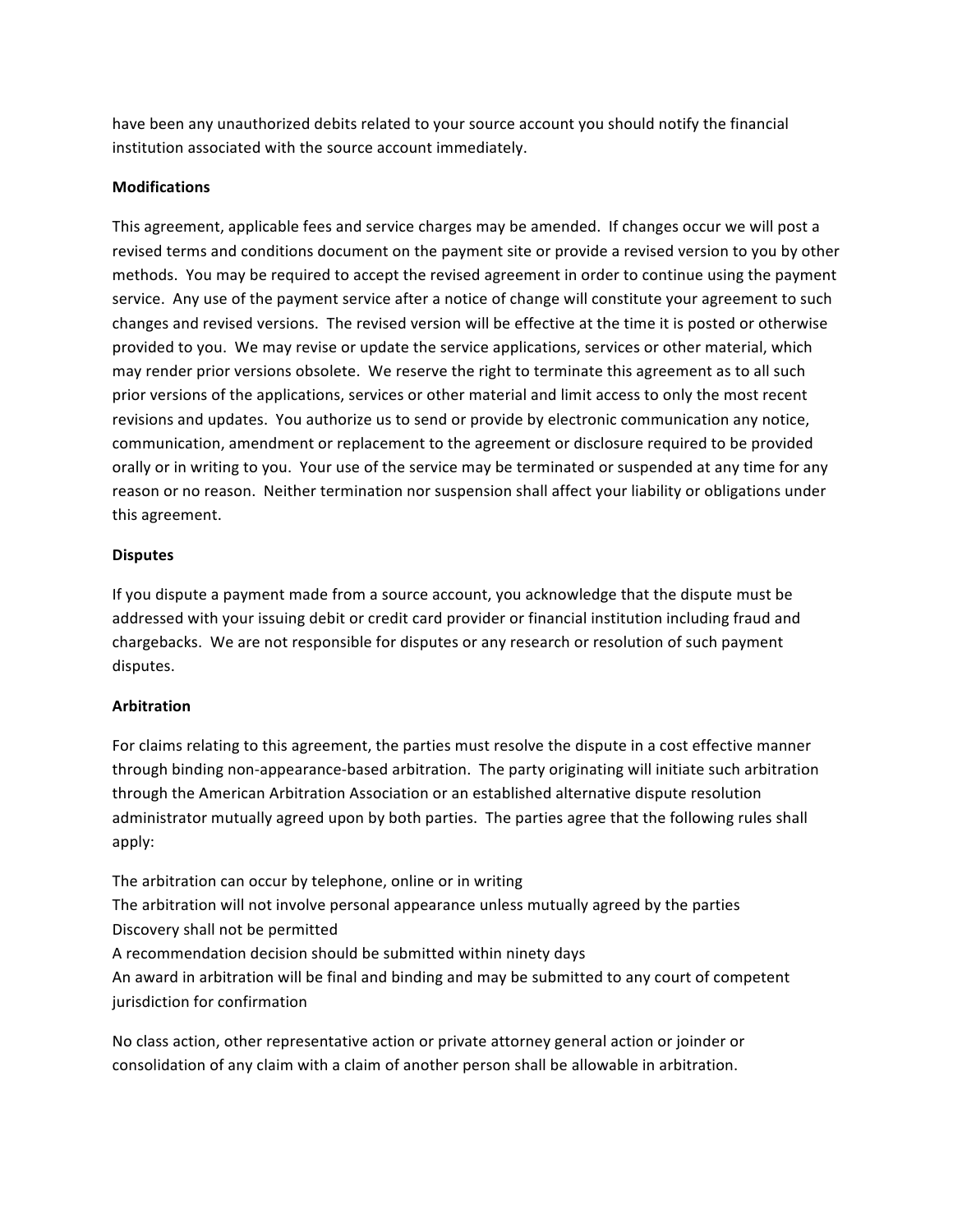have been any unauthorized debits related to your source account you should notify the financial institution associated with the source account immediately.

**Modifications**

This agreement, applicable fees and service charges may be amended. If changes occur we will post a revised terms and conditions document on the payment site or provide a revised version to you by other methods. You may be required to accept the revised agreement in order to continue using the payment service. Any use of the payment service after a notice of change will constitute your agreement to such changes and revised versions. The revised version will be effective at the time it is posted or otherwise provided to you. We may revise or update the service applications, services or other material, which may render prior versions obsolete. We reserve the right to terminate this agreement as to all such prior versions of the applications, services or other material and limit access to only the most recent revisions and updates. You authorize us to send or provide by electronic communication any notice, communication, amendment or replacement to the agreement or disclosure required to be provided orally or in writing to you. Your use of the service may be terminated or suspended at any time for any reason or no reason. Neither termination nor suspension shall affect your liability or obligations under this agreement.

**Disputes**

If you dispute a payment made from a source account, you acknowledge that the dispute must be addressed with your issuing debit or credit card provider or financial institution including fraud and chargebacks. We are not responsible for disputes or any research or resolution of such payment disputes.

**Arbitration**

For claims relating to this agreement, the parties must resolve the dispute in a cost effective manner through binding non-appearance-based arbitration. The party originating will initiate such arbitration through the American Arbitration Association or an established alternative dispute resolution administrator mutually agreed upon by both parties. The parties agree that the following rules shall apply:

The arbitration can occur by telephone, online or in writing
The arbitration will not involve personal appearance unless mutually agreed by the parties
Discovery shall not be permitted
A recommendation decision should be submitted within ninety days
An award in arbitration will be final and binding and may be submitted to any court of competent jurisdiction for confirmation

No class action, other representative action or private attorney general action or joinder or consolidation of any claim with a claim of another person shall be allowable in arbitration.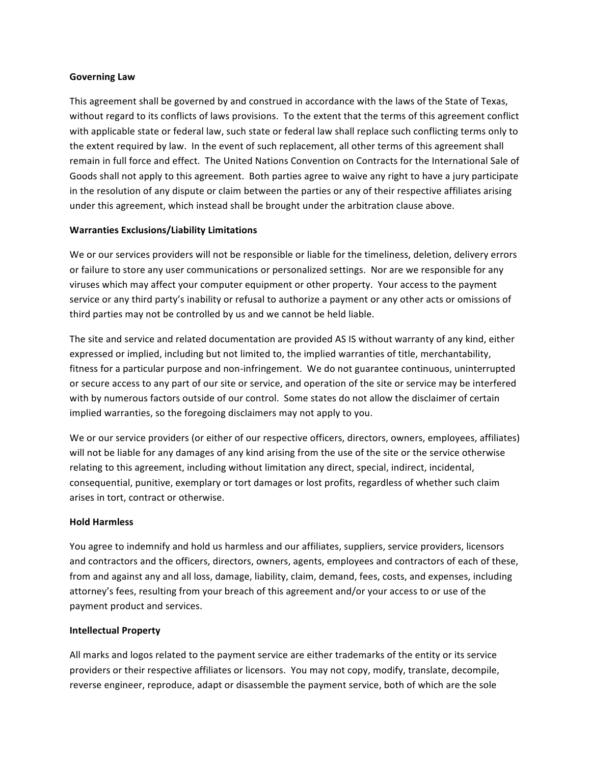**Governing Law**

This agreement shall be governed by and construed in accordance with the laws of the State of Texas, without regard to its conflicts of laws provisions. To the extent that the terms of this agreement conflict with applicable state or federal law, such state or federal law shall replace such conflicting terms only to the extent required by law. In the event of such replacement, all other terms of this agreement shall remain in full force and effect. The United Nations Convention on Contracts for the International Sale of Goods shall not apply to this agreement. Both parties agree to waive any right to have a jury participate in the resolution of any dispute or claim between the parties or any of their respective affiliates arising under this agreement, which instead shall be brought under the arbitration clause above.

**Warranties Exclusions/Liability Limitations**

We or our services providers will not be responsible or liable for the timeliness, deletion, delivery errors or failure to store any user communications or personalized settings. Nor are we responsible for any viruses which may affect your computer equipment or other property. Your access to the payment service or any third party's inability or refusal to authorize a payment or any other acts or omissions of third parties may not be controlled by us and we cannot be held liable.

The site and service and related documentation are provided AS IS without warranty of any kind, either expressed or implied, including but not limited to, the implied warranties of title, merchantability, fitness for a particular purpose and non-infringement. We do not guarantee continuous, uninterrupted or secure access to any part of our site or service, and operation of the site or service may be interfered with by numerous factors outside of our control. Some states do not allow the disclaimer of certain implied warranties, so the foregoing disclaimers may not apply to you.

We or our service providers (or either of our respective officers, directors, owners, employees, affiliates) will not be liable for any damages of any kind arising from the use of the site or the service otherwise relating to this agreement, including without limitation any direct, special, indirect, incidental, consequential, punitive, exemplary or tort damages or lost profits, regardless of whether such claim arises in tort, contract or otherwise.

**Hold Harmless**

You agree to indemnify and hold us harmless and our affiliates, suppliers, service providers, licensors and contractors and the officers, directors, owners, agents, employees and contractors of each of these, from and against any and all loss, damage, liability, claim, demand, fees, costs, and expenses, including attorney's fees, resulting from your breach of this agreement and/or your access to or use of the payment product and services.

**Intellectual Property**

All marks and logos related to the payment service are either trademarks of the entity or its service providers or their respective affiliates or licensors. You may not copy, modify, translate, decompile, reverse engineer, reproduce, adapt or disassemble the payment service, both of which are the sole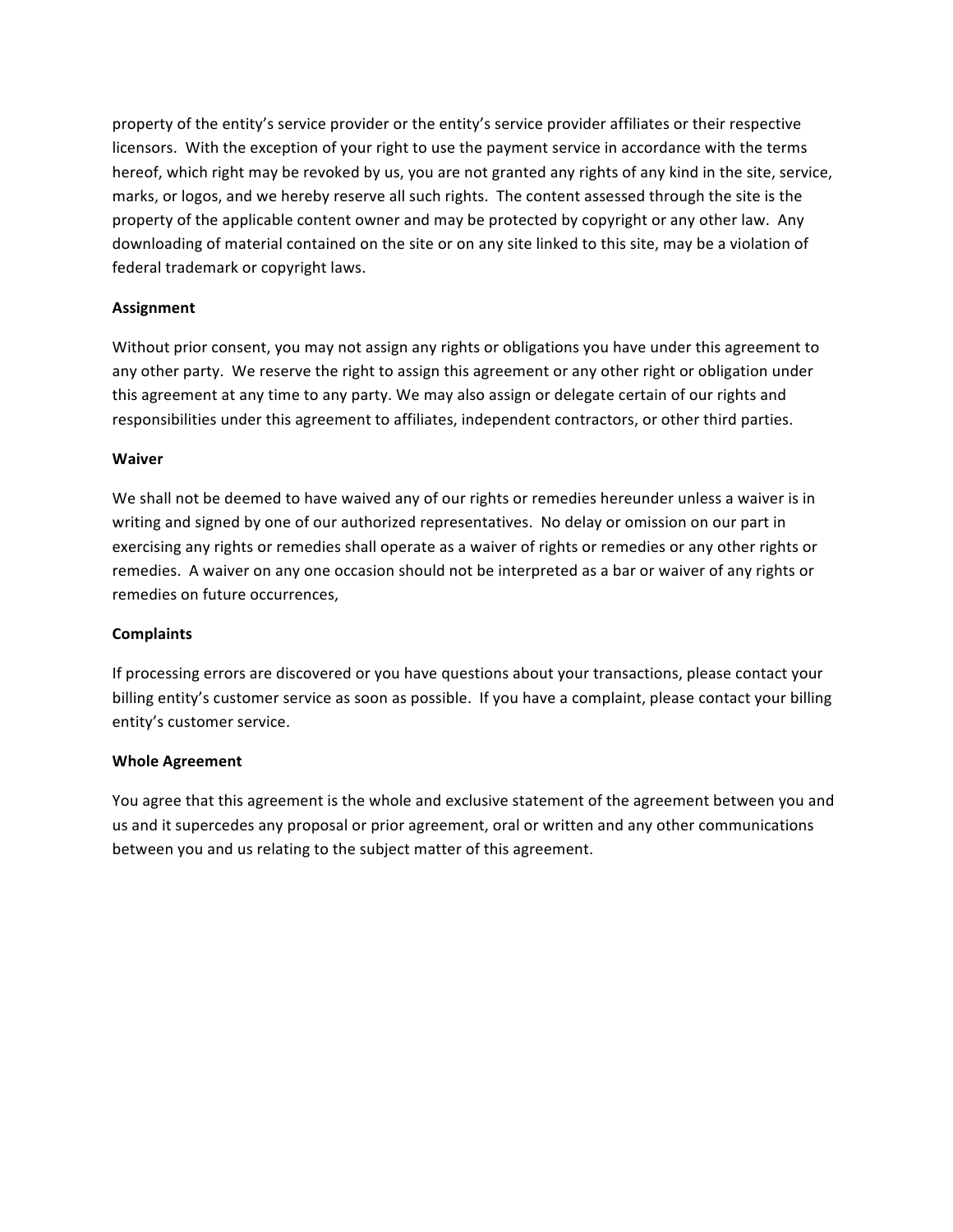property of the entity's service provider or the entity's service provider affiliates or their respective licensors. With the exception of your right to use the payment service in accordance with the terms hereof, which right may be revoked by us, you are not granted any rights of any kind in the site, service, marks, or logos, and we hereby reserve all such rights. The content assessed through the site is the property of the applicable content owner and may be protected by copyright or any other law. Any downloading of material contained on the site or on any site linked to this site, may be a violation of federal trademark or copyright laws.

**Assignment**

Without prior consent, you may not assign any rights or obligations you have under this agreement to any other party. We reserve the right to assign this agreement or any other right or obligation under this agreement at any time to any party. We may also assign or delegate certain of our rights and responsibilities under this agreement to affiliates, independent contractors, or other third parties.

**Waiver**

We shall not be deemed to have waived any of our rights or remedies hereunder unless a waiver is in writing and signed by one of our authorized representatives. No delay or omission on our part in exercising any rights or remedies shall operate as a waiver of rights or remedies or any other rights or remedies. A waiver on any one occasion should not be interpreted as a bar or waiver of any rights or remedies on future occurrences,

**Complaints**

If processing errors are discovered or you have questions about your transactions, please contact your billing entity's customer service as soon as possible. If you have a complaint, please contact your billing entity's customer service.

**Whole Agreement**

You agree that this agreement is the whole and exclusive statement of the agreement between you and us and it supercedes any proposal or prior agreement, oral or written and any other communications between you and us relating to the subject matter of this agreement.